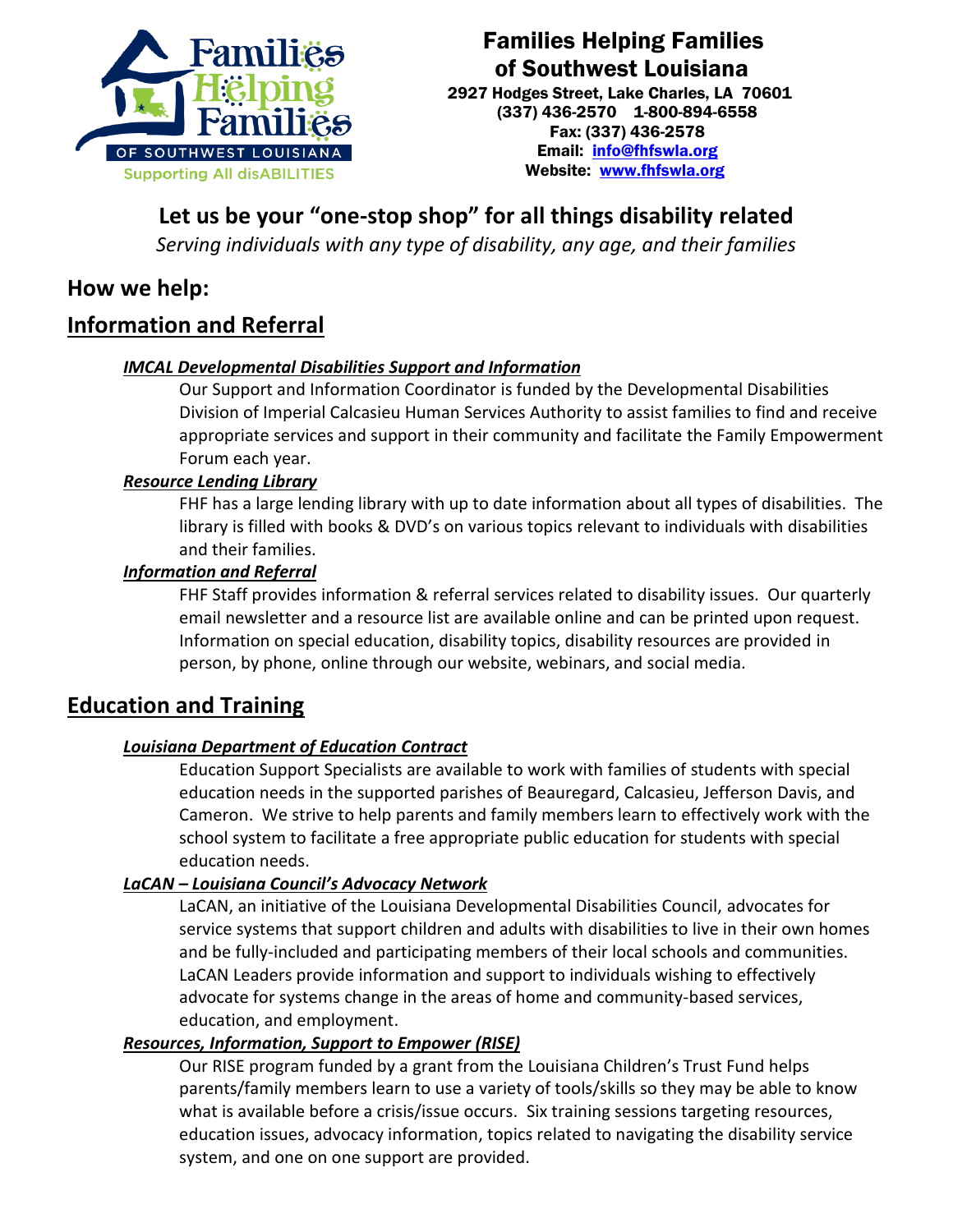# Families Helping Families of Southwest Louisiana

2927 Hodges Street, Lake Charles, LA 70601
(337) 436-2570 1-800-894-6558
Fax: (337) 436-2578
Email: info@fhfswla.org
Website: www.fhfswla.org

## Let us be your "one-stop shop" for all things disability related

*Serving individuals with any type of disability, any age, and their families*

## How we help:

## Information and Referral

### *IMCAL Developmental Disabilities Support and Information*

Our Support and Information Coordinator is funded by the Developmental Disabilities Division of Imperial Calcasieu Human Services Authority to assist families to find and receive appropriate services and support in their community and facilitate the Family Empowerment Forum each year.

### *Resource Lending Library*

FHF has a large lending library with up to date information about all types of disabilities. The library is filled with books & DVD's on various topics relevant to individuals with disabilities and their families.

### *Information and Referral*

FHF Staff provides information & referral services related to disability issues. Our quarterly email newsletter and a resource list are available online and can be printed upon request. Information on special education, disability topics, disability resources are provided in person, by phone, online through our website, webinars, and social media.

## Education and Training

### *Louisiana Department of Education Contract*

Education Support Specialists are available to work with families of students with special education needs in the supported parishes of Beauregard, Calcasieu, Jefferson Davis, and Cameron. We strive to help parents and family members learn to effectively work with the school system to facilitate a free appropriate public education for students with special education needs.

### *LaCAN – Louisiana Council's Advocacy Network*

LaCAN, an initiative of the Louisiana Developmental Disabilities Council, advocates for service systems that support children and adults with disabilities to live in their own homes and be fully-included and participating members of their local schools and communities. LaCAN Leaders provide information and support to individuals wishing to effectively advocate for systems change in the areas of home and community-based services, education, and employment.

### *Resources, Information, Support to Empower (RISE)*

Our RISE program funded by a grant from the Louisiana Children's Trust Fund helps parents/family members learn to use a variety of tools/skills so they may be able to know what is available before a crisis/issue occurs. Six training sessions targeting resources, education issues, advocacy information, topics related to navigating the disability service system, and one on one support are provided.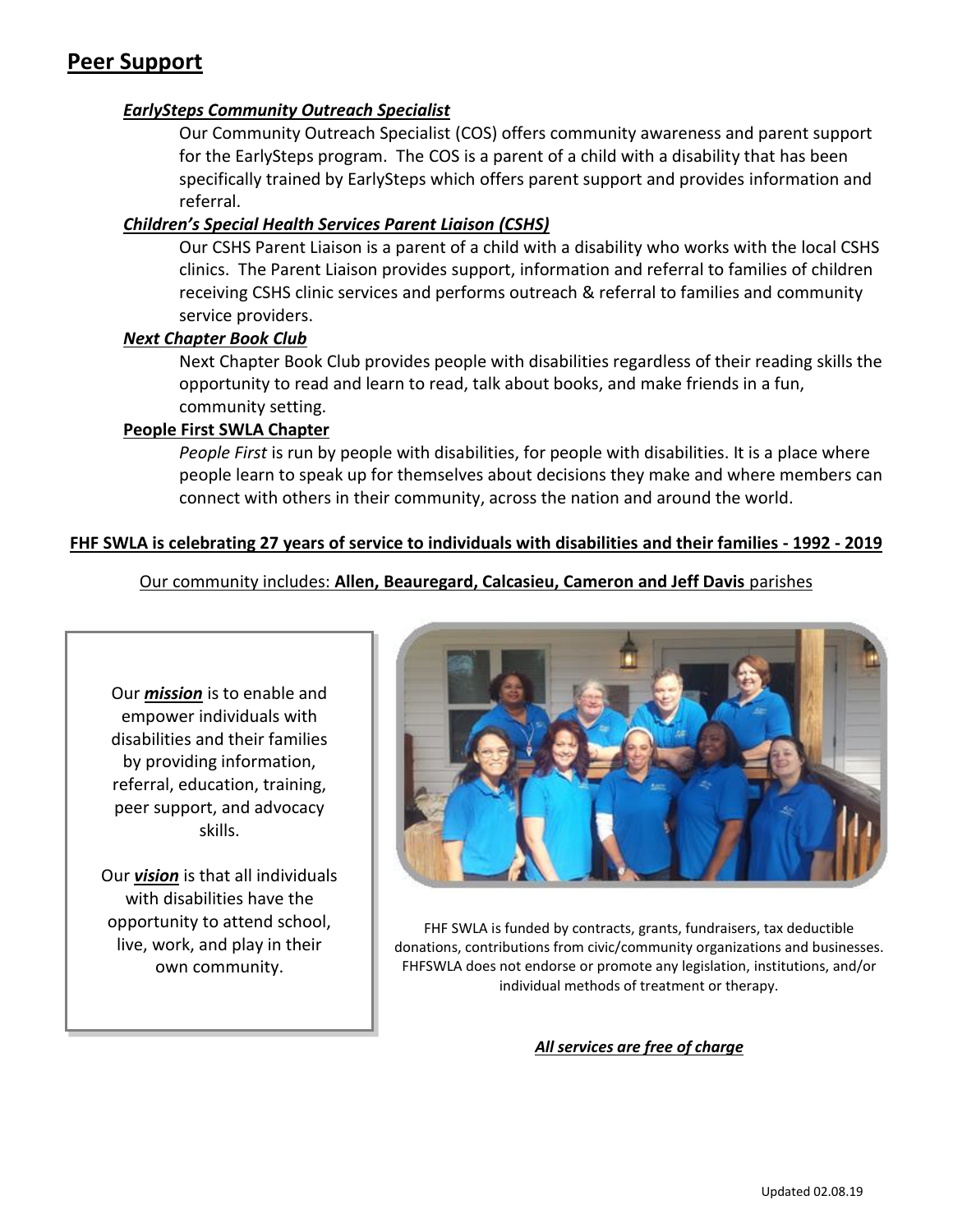## Peer Support

***EarlySteps Community Outreach Specialist***

Our Community Outreach Specialist (COS) offers community awareness and parent support for the EarlySteps program. The COS is a parent of a child with a disability that has been specifically trained by EarlySteps which offers parent support and provides information and referral.

***Children's Special Health Services Parent Liaison (CSHS)***

Our CSHS Parent Liaison is a parent of a child with a disability who works with the local CSHS clinics. The Parent Liaison provides support, information and referral to families of children receiving CSHS clinic services and performs outreach & referral to families and community service providers.

***Next Chapter Book Club***

Next Chapter Book Club provides people with disabilities regardless of their reading skills the opportunity to read and learn to read, talk about books, and make friends in a fun, community setting.

**People First SWLA Chapter**

*People First* is run by people with disabilities, for people with disabilities. It is a place where people learn to speak up for themselves about decisions they make and where members can connect with others in their community, across the nation and around the world.

**FHF SWLA is celebrating 27 years of service to individuals with disabilities and their families - 1992 - 2019**

Our community includes: **Allen, Beauregard, Calcasieu, Cameron and Jeff Davis** parishes

Our ***mission*** is to enable and empower individuals with disabilities and their families by providing information, referral, education, training, peer support, and advocacy skills.

Our ***vision*** is that all individuals with disabilities have the opportunity to attend school, live, work, and play in their own community.

FHF SWLA is funded by contracts, grants, fundraisers, tax deductible donations, contributions from civic/community organizations and businesses. FHFSWLA does not endorse or promote any legislation, institutions, and/or individual methods of treatment or therapy.

***All services are free of charge***

Updated 02.08.19